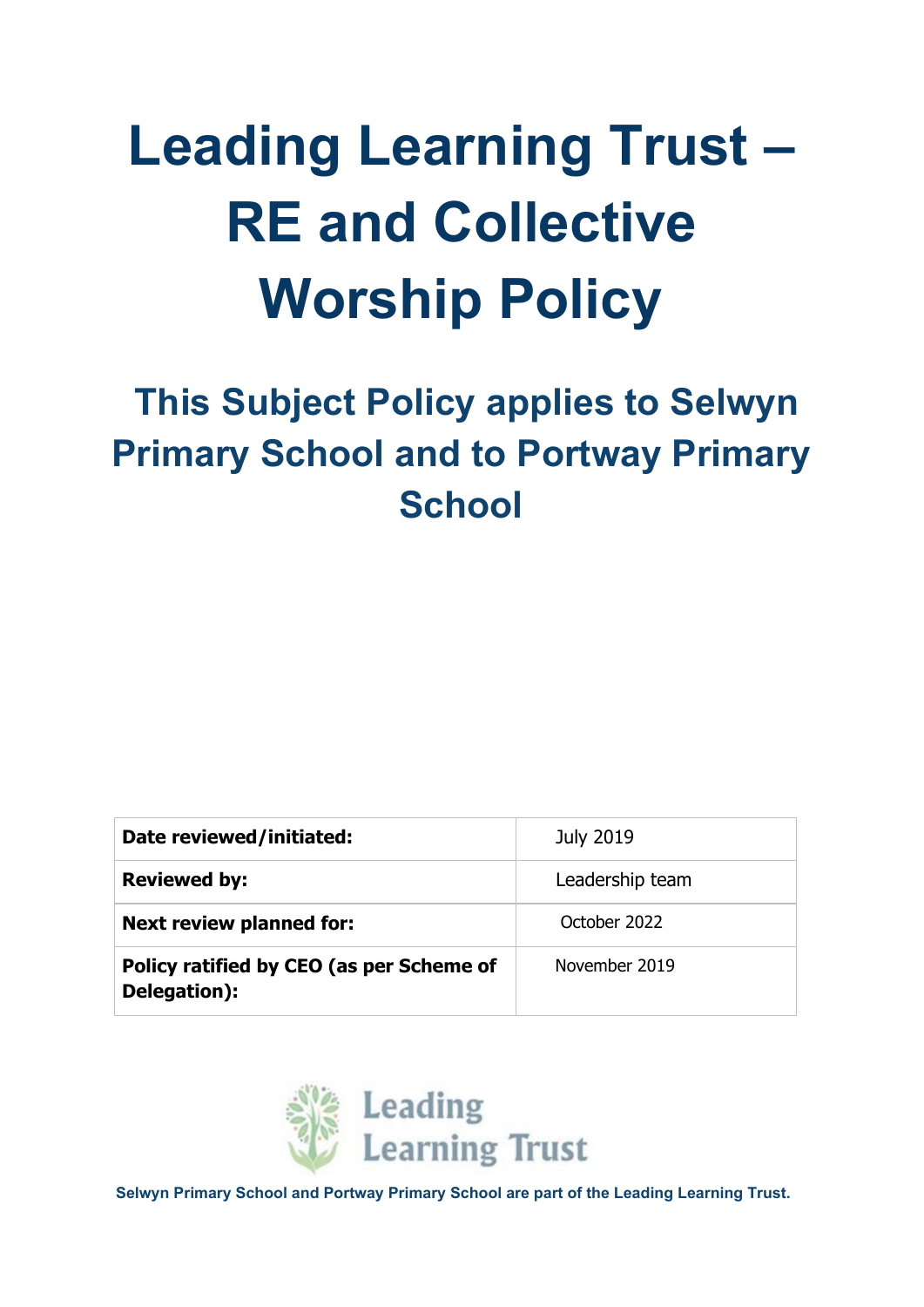# Leading Learning Trust – RE and Collective Worship Policy

## This Subject Policy applies to Selwyn Primary School and to Portway Primary School

| | |
|---|---|
| **Date reviewed/initiated:** | July 2019 |
| **Reviewed by:** | Leadership team |
| **Next review planned for:** | October 2022 |
| **Policy ratified by CEO (as per Scheme of Delegation):** | November 2019 |

Leading Learning Trust

**Selwyn Primary School and Portway Primary School are part of the Leading Learning Trust.**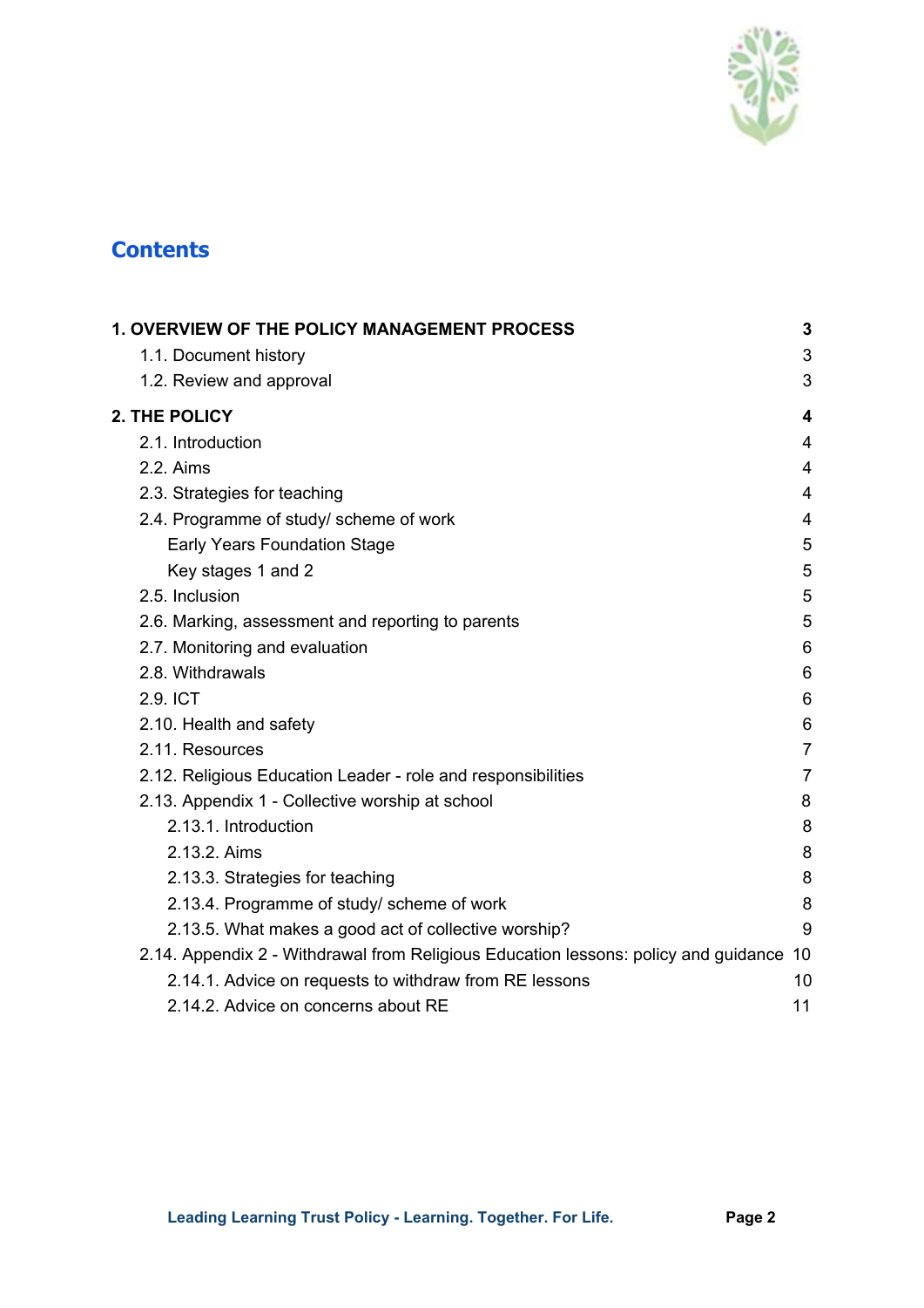# Contents

| | |
|---|---|
| **1. OVERVIEW OF THE POLICY MANAGEMENT PROCESS** | **3** |
| 1.1. Document history | 3 |
| 1.2. Review and approval | 3 |
| **2. THE POLICY** | **4** |
| 2.1. Introduction | 4 |
| 2.2. Aims | 4 |
| 2.3. Strategies for teaching | 4 |
| 2.4. Programme of study/ scheme of work | 4 |
| Early Years Foundation Stage | 5 |
| Key stages 1 and 2 | 5 |
| 2.5. Inclusion | 5 |
| 2.6. Marking, assessment and reporting to parents | 5 |
| 2.7. Monitoring and evaluation | 6 |
| 2.8. Withdrawals | 6 |
| 2.9. ICT | 6 |
| 2.10. Health and safety | 6 |
| 2.11. Resources | 7 |
| 2.12. Religious Education Leader - role and responsibilities | 7 |
| 2.13. Appendix 1 - Collective worship at school | 8 |
| 2.13.1. Introduction | 8 |
| 2.13.2. Aims | 8 |
| 2.13.3. Strategies for teaching | 8 |
| 2.13.4. Programme of study/ scheme of work | 8 |
| 2.13.5. What makes a good act of collective worship? | 9 |
| 2.14. Appendix 2 - Withdrawal from Religious Education lessons: policy and guidance | 10 |
| 2.14.1. Advice on requests to withdraw from RE lessons | 10 |
| 2.14.2. Advice on concerns about RE | 11 |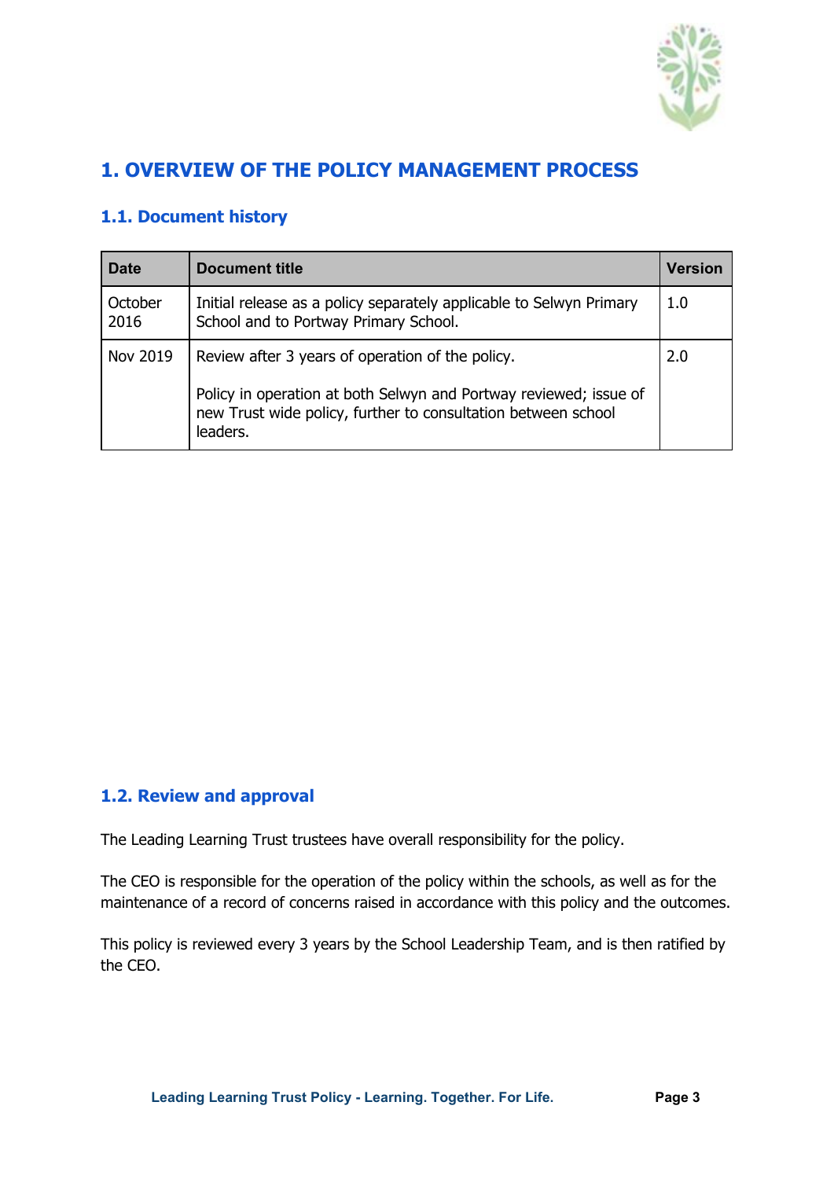# 1. OVERVIEW OF THE POLICY MANAGEMENT PROCESS

## 1.1. Document history

| Date | Document title | Version |
|---|---|---|
| October 2016 | Initial release as a policy separately applicable to Selwyn Primary School and to Portway Primary School. | 1.0 |
| Nov 2019 | Review after 3 years of operation of the policy.<br><br>Policy in operation at both Selwyn and Portway reviewed; issue of new Trust wide policy, further to consultation between school leaders. | 2.0 |

## 1.2. Review and approval

The Leading Learning Trust trustees have overall responsibility for the policy.

The CEO is responsible for the operation of the policy within the schools, as well as for the maintenance of a record of concerns raised in accordance with this policy and the outcomes.

This policy is reviewed every 3 years by the School Leadership Team, and is then ratified by the CEO.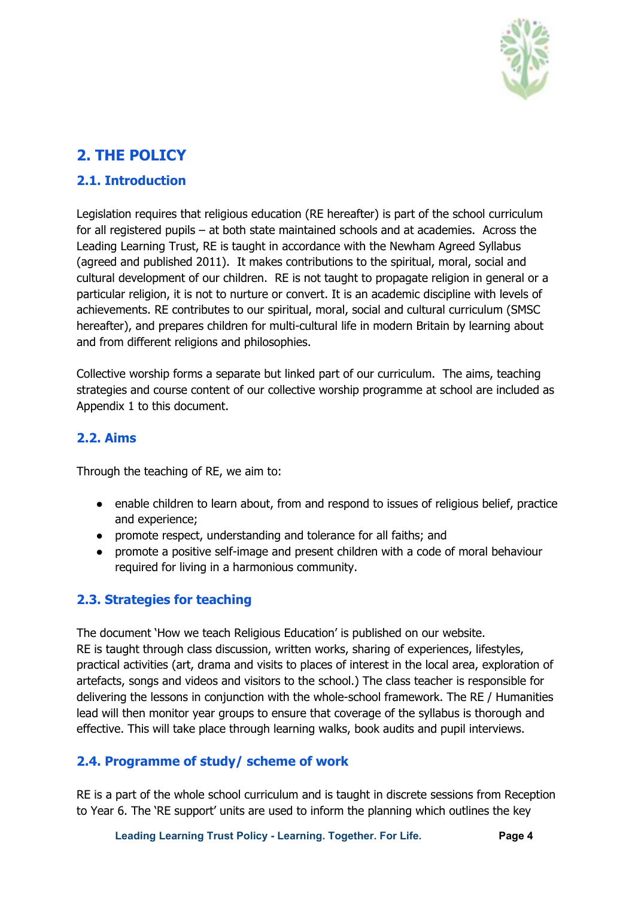# 2. THE POLICY

## 2.1. Introduction

Legislation requires that religious education (RE hereafter) is part of the school curriculum for all registered pupils – at both state maintained schools and at academies. Across the Leading Learning Trust, RE is taught in accordance with the Newham Agreed Syllabus (agreed and published 2011). It makes contributions to the spiritual, moral, social and cultural development of our children. RE is not taught to propagate religion in general or a particular religion, it is not to nurture or convert. It is an academic discipline with levels of achievements. RE contributes to our spiritual, moral, social and cultural curriculum (SMSC hereafter), and prepares children for multi-cultural life in modern Britain by learning about and from different religions and philosophies.

Collective worship forms a separate but linked part of our curriculum. The aims, teaching strategies and course content of our collective worship programme at school are included as Appendix 1 to this document.

## 2.2. Aims

Through the teaching of RE, we aim to:

- enable children to learn about, from and respond to issues of religious belief, practice and experience;
- promote respect, understanding and tolerance for all faiths; and
- promote a positive self-image and present children with a code of moral behaviour required for living in a harmonious community.

## 2.3. Strategies for teaching

The document 'How we teach Religious Education' is published on our website.
RE is taught through class discussion, written works, sharing of experiences, lifestyles, practical activities (art, drama and visits to places of interest in the local area, exploration of artefacts, songs and videos and visitors to the school.) The class teacher is responsible for delivering the lessons in conjunction with the whole-school framework. The RE / Humanities lead will then monitor year groups to ensure that coverage of the syllabus is thorough and effective. This will take place through learning walks, book audits and pupil interviews.

## 2.4. Programme of study/ scheme of work

RE is a part of the whole school curriculum and is taught in discrete sessions from Reception to Year 6. The 'RE support' units are used to inform the planning which outlines the key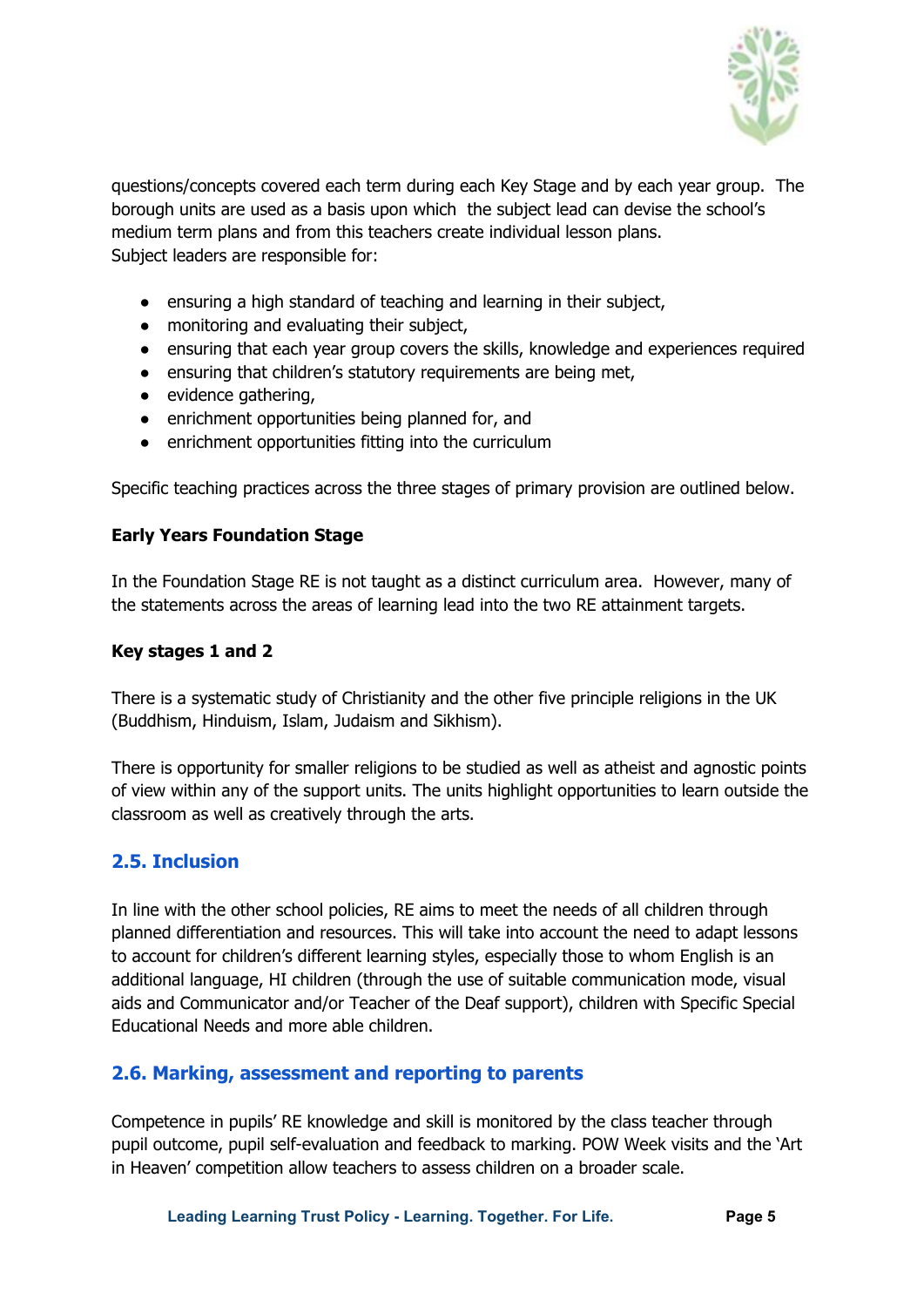questions/concepts covered each term during each Key Stage and by each year group. The borough units are used as a basis upon which the subject lead can devise the school's medium term plans and from this teachers create individual lesson plans.
Subject leaders are responsible for:

- ensuring a high standard of teaching and learning in their subject,
- monitoring and evaluating their subject,
- ensuring that each year group covers the skills, knowledge and experiences required
- ensuring that children's statutory requirements are being met,
- evidence gathering,
- enrichment opportunities being planned for, and
- enrichment opportunities fitting into the curriculum

Specific teaching practices across the three stages of primary provision are outlined below.

**Early Years Foundation Stage**

In the Foundation Stage RE is not taught as a distinct curriculum area. However, many of the statements across the areas of learning lead into the two RE attainment targets.

**Key stages 1 and 2**

There is a systematic study of Christianity and the other five principle religions in the UK (Buddhism, Hinduism, Islam, Judaism and Sikhism).

There is opportunity for smaller religions to be studied as well as atheist and agnostic points of view within any of the support units. The units highlight opportunities to learn outside the classroom as well as creatively through the arts.

## 2.5. Inclusion

In line with the other school policies, RE aims to meet the needs of all children through planned differentiation and resources. This will take into account the need to adapt lessons to account for children's different learning styles, especially those to whom English is an additional language, HI children (through the use of suitable communication mode, visual aids and Communicator and/or Teacher of the Deaf support), children with Specific Special Educational Needs and more able children.

## 2.6. Marking, assessment and reporting to parents

Competence in pupils' RE knowledge and skill is monitored by the class teacher through pupil outcome, pupil self-evaluation and feedback to marking. POW Week visits and the 'Art in Heaven' competition allow teachers to assess children on a broader scale.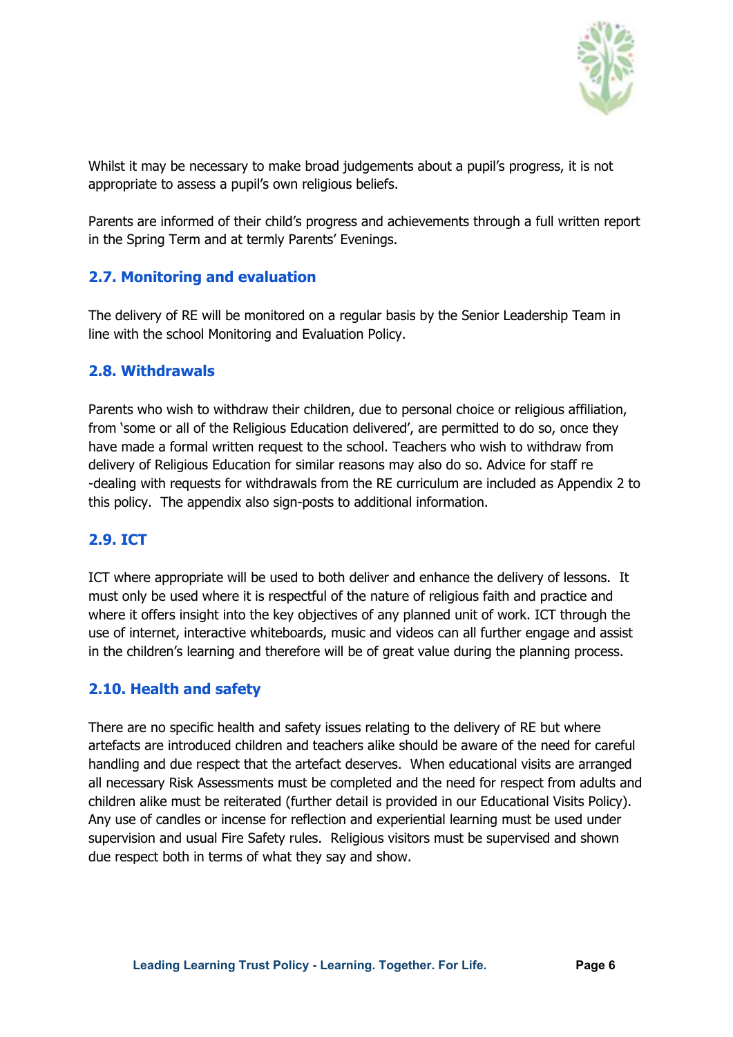Whilst it may be necessary to make broad judgements about a pupil's progress, it is not appropriate to assess a pupil's own religious beliefs.

Parents are informed of their child's progress and achievements through a full written report in the Spring Term and at termly Parents' Evenings.

## 2.7. Monitoring and evaluation

The delivery of RE will be monitored on a regular basis by the Senior Leadership Team in line with the school Monitoring and Evaluation Policy.

## 2.8. Withdrawals

Parents who wish to withdraw their children, due to personal choice or religious affiliation, from 'some or all of the Religious Education delivered', are permitted to do so, once they have made a formal written request to the school. Teachers who wish to withdraw from delivery of Religious Education for similar reasons may also do so. Advice for staff re -dealing with requests for withdrawals from the RE curriculum are included as Appendix 2 to this policy. The appendix also sign-posts to additional information.

## 2.9. ICT

ICT where appropriate will be used to both deliver and enhance the delivery of lessons. It must only be used where it is respectful of the nature of religious faith and practice and where it offers insight into the key objectives of any planned unit of work. ICT through the use of internet, interactive whiteboards, music and videos can all further engage and assist in the children's learning and therefore will be of great value during the planning process.

## 2.10. Health and safety

There are no specific health and safety issues relating to the delivery of RE but where artefacts are introduced children and teachers alike should be aware of the need for careful handling and due respect that the artefact deserves. When educational visits are arranged all necessary Risk Assessments must be completed and the need for respect from adults and children alike must be reiterated (further detail is provided in our Educational Visits Policy). Any use of candles or incense for reflection and experiential learning must be used under supervision and usual Fire Safety rules. Religious visitors must be supervised and shown due respect both in terms of what they say and show.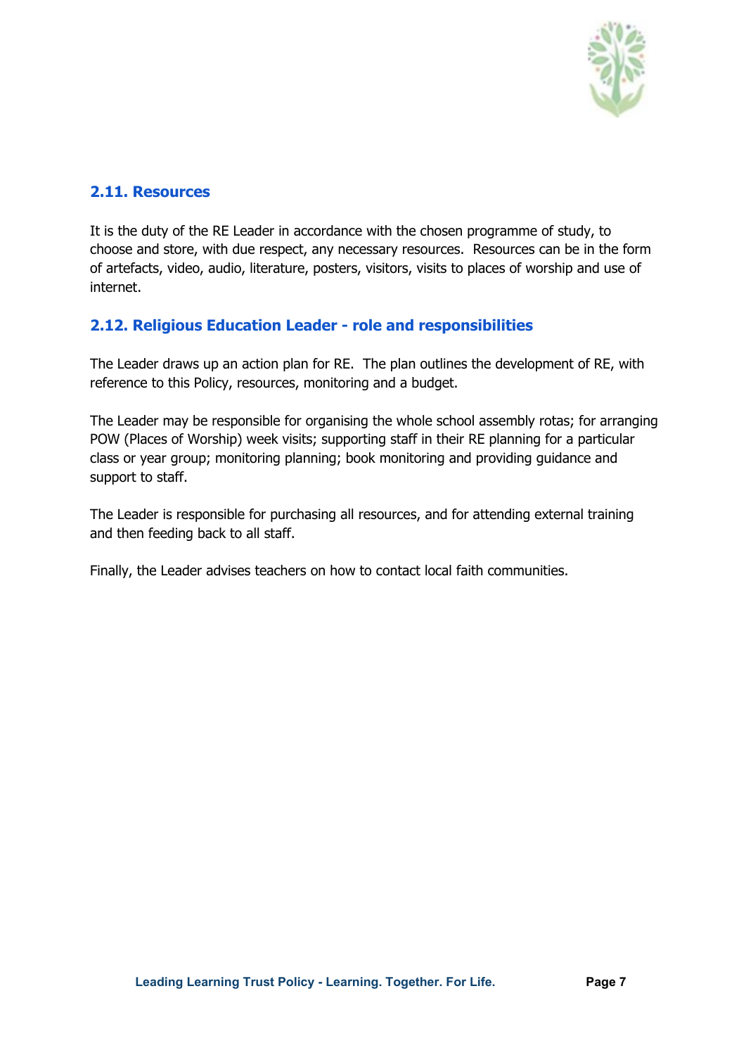### 2.11. Resources

It is the duty of the RE Leader in accordance with the chosen programme of study, to choose and store, with due respect, any necessary resources. Resources can be in the form of artefacts, video, audio, literature, posters, visitors, visits to places of worship and use of internet.

### 2.12. Religious Education Leader - role and responsibilities

The Leader draws up an action plan for RE. The plan outlines the development of RE, with reference to this Policy, resources, monitoring and a budget.

The Leader may be responsible for organising the whole school assembly rotas; for arranging POW (Places of Worship) week visits; supporting staff in their RE planning for a particular class or year group; monitoring planning; book monitoring and providing guidance and support to staff.

The Leader is responsible for purchasing all resources, and for attending external training and then feeding back to all staff.

Finally, the Leader advises teachers on how to contact local faith communities.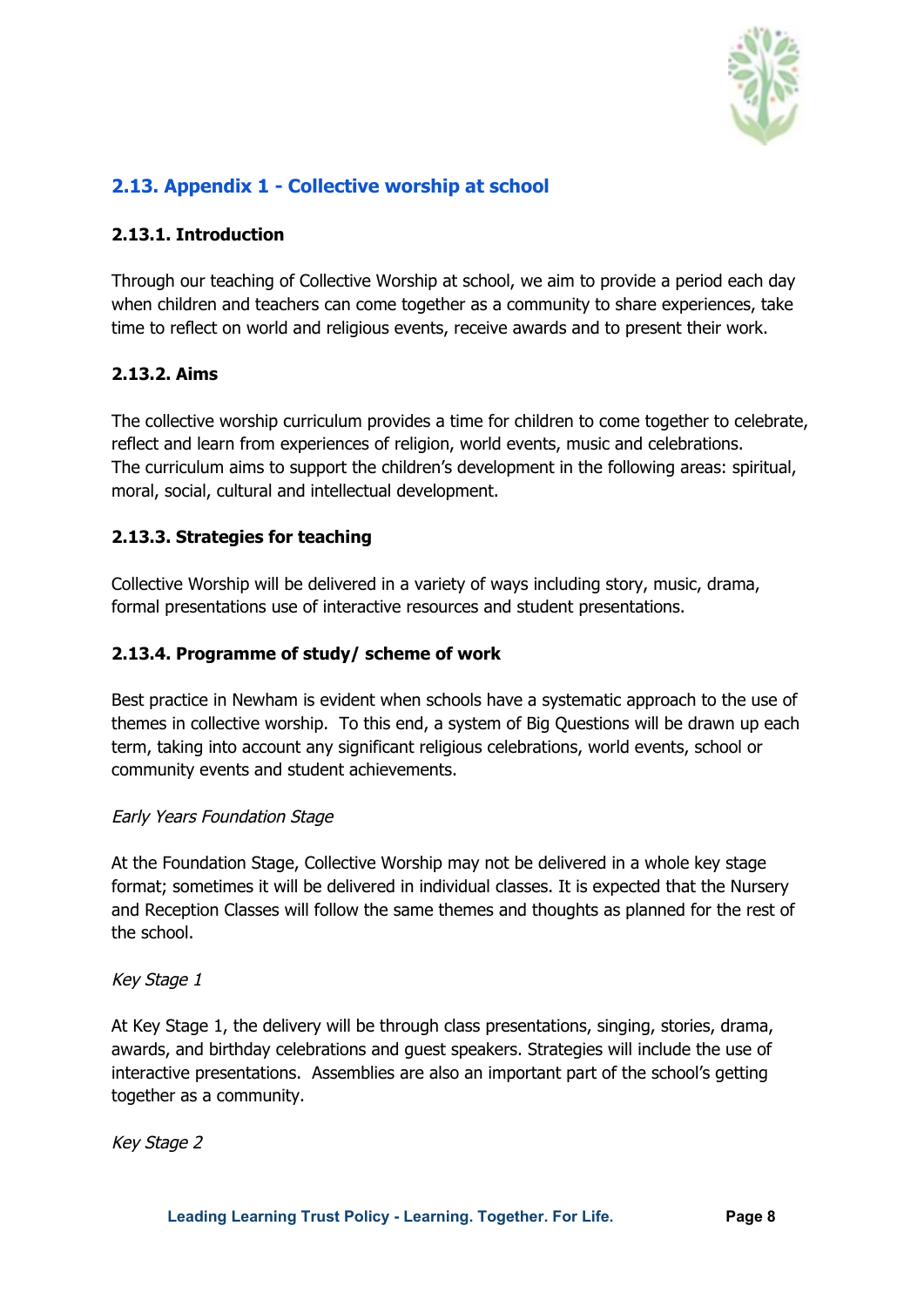## 2.13. Appendix 1 - Collective worship at school

### 2.13.1. Introduction

Through our teaching of Collective Worship at school, we aim to provide a period each day when children and teachers can come together as a community to share experiences, take time to reflect on world and religious events, receive awards and to present their work.

### 2.13.2. Aims

The collective worship curriculum provides a time for children to come together to celebrate, reflect and learn from experiences of religion, world events, music and celebrations. The curriculum aims to support the children's development in the following areas: spiritual, moral, social, cultural and intellectual development.

### 2.13.3. Strategies for teaching

Collective Worship will be delivered in a variety of ways including story, music, drama, formal presentations use of interactive resources and student presentations.

### 2.13.4. Programme of study/ scheme of work

Best practice in Newham is evident when schools have a systematic approach to the use of themes in collective worship. To this end, a system of Big Questions will be drawn up each term, taking into account any significant religious celebrations, world events, school or community events and student achievements.

*Early Years Foundation Stage*

At the Foundation Stage, Collective Worship may not be delivered in a whole key stage format; sometimes it will be delivered in individual classes. It is expected that the Nursery and Reception Classes will follow the same themes and thoughts as planned for the rest of the school.

*Key Stage 1*

At Key Stage 1, the delivery will be through class presentations, singing, stories, drama, awards, and birthday celebrations and guest speakers. Strategies will include the use of interactive presentations. Assemblies are also an important part of the school's getting together as a community.

*Key Stage 2*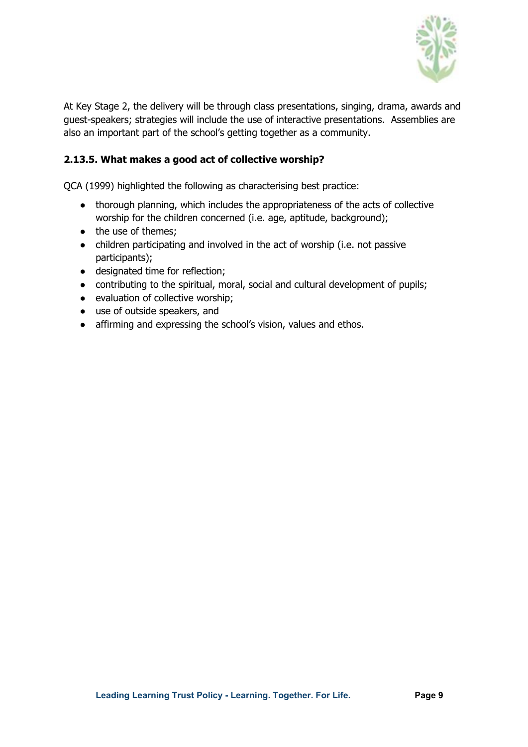At Key Stage 2, the delivery will be through class presentations, singing, drama, awards and guest-speakers; strategies will include the use of interactive presentations.  Assemblies are also an important part of the school's getting together as a community.

#### 2.13.5. What makes a good act of collective worship?

QCA (1999) highlighted the following as characterising best practice:

- thorough planning, which includes the appropriateness of the acts of collective worship for the children concerned (i.e. age, aptitude, background);
- the use of themes;
- children participating and involved in the act of worship (i.e. not passive participants);
- designated time for reflection;
- contributing to the spiritual, moral, social and cultural development of pupils;
- evaluation of collective worship;
- use of outside speakers, and
- affirming and expressing the school's vision, values and ethos.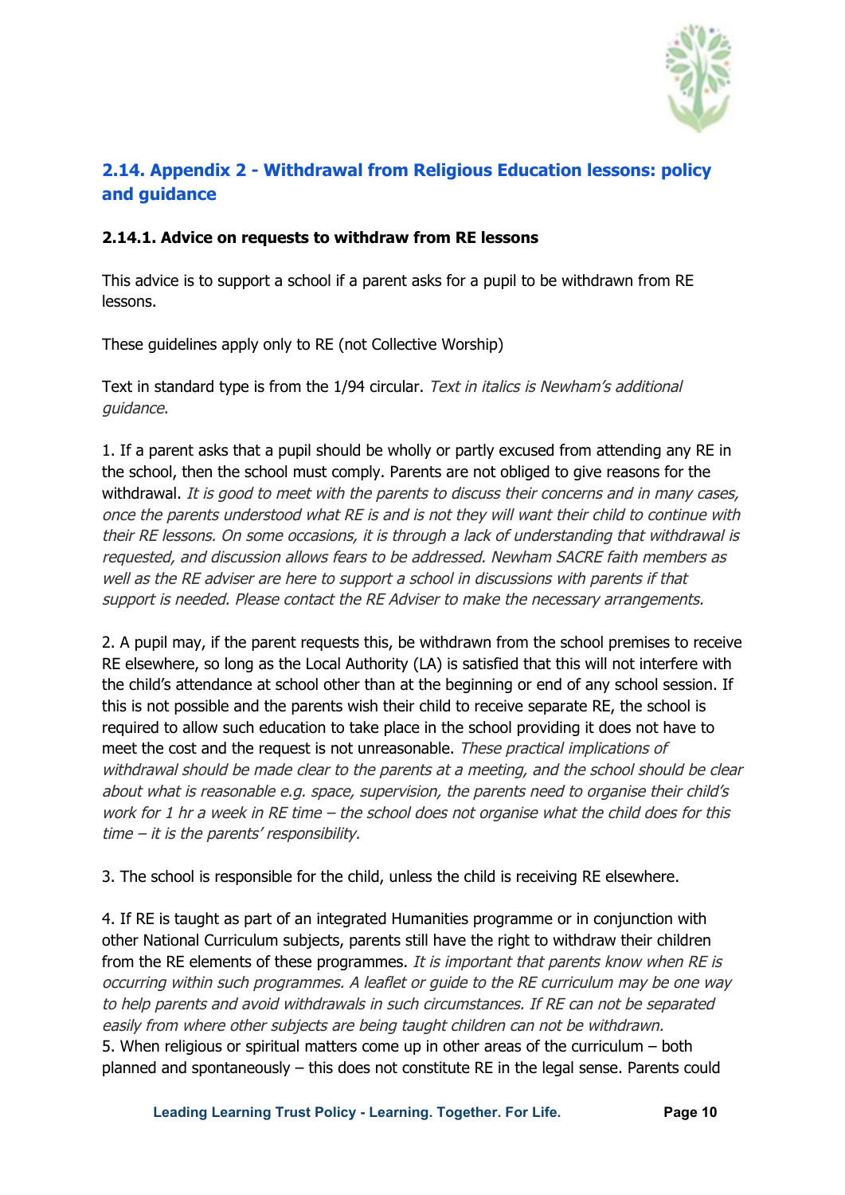## 2.14. Appendix 2 - Withdrawal from Religious Education lessons: policy and guidance

### 2.14.1. Advice on requests to withdraw from RE lessons

This advice is to support a school if a parent asks for a pupil to be withdrawn from RE lessons.

These guidelines apply only to RE (not Collective Worship)

Text in standard type is from the 1/94 circular. *Text in italics is Newham's additional guidance.*

1. If a parent asks that a pupil should be wholly or partly excused from attending any RE in the school, then the school must comply. Parents are not obliged to give reasons for the withdrawal. *It is good to meet with the parents to discuss their concerns and in many cases, once the parents understood what RE is and is not they will want their child to continue with their RE lessons. On some occasions, it is through a lack of understanding that withdrawal is requested, and discussion allows fears to be addressed. Newham SACRE faith members as well as the RE adviser are here to support a school in discussions with parents if that support is needed. Please contact the RE Adviser to make the necessary arrangements.*

2. A pupil may, if the parent requests this, be withdrawn from the school premises to receive RE elsewhere, so long as the Local Authority (LA) is satisfied that this will not interfere with the child's attendance at school other than at the beginning or end of any school session. If this is not possible and the parents wish their child to receive separate RE, the school is required to allow such education to take place in the school providing it does not have to meet the cost and the request is not unreasonable. *These practical implications of withdrawal should be made clear to the parents at a meeting, and the school should be clear about what is reasonable e.g. space, supervision, the parents need to organise their child's work for 1 hr a week in RE time – the school does not organise what the child does for this time – it is the parents' responsibility.*

3. The school is responsible for the child, unless the child is receiving RE elsewhere.

4. If RE is taught as part of an integrated Humanities programme or in conjunction with other National Curriculum subjects, parents still have the right to withdraw their children from the RE elements of these programmes. *It is important that parents know when RE is occurring within such programmes. A leaflet or guide to the RE curriculum may be one way to help parents and avoid withdrawals in such circumstances. If RE can not be separated easily from where other subjects are being taught children can not be withdrawn.*

5. When religious or spiritual matters come up in other areas of the curriculum – both planned and spontaneously – this does not constitute RE in the legal sense. Parents could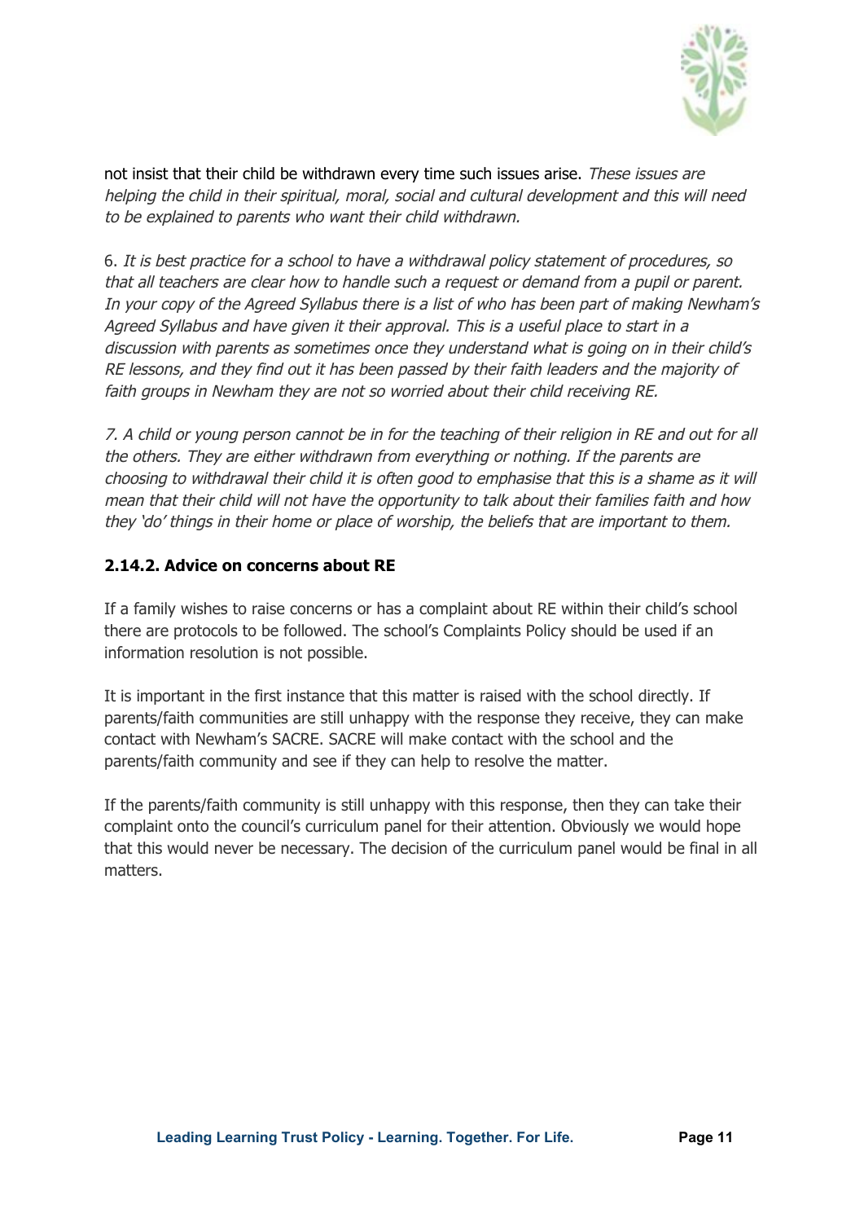not insist that their child be withdrawn every time such issues arise. *These issues are helping the child in their spiritual, moral, social and cultural development and this will need to be explained to parents who want their child withdrawn.*

6. *It is best practice for a school to have a withdrawal policy statement of procedures, so that all teachers are clear how to handle such a request or demand from a pupil or parent. In your copy of the Agreed Syllabus there is a list of who has been part of making Newham's Agreed Syllabus and have given it their approval. This is a useful place to start in a discussion with parents as sometimes once they understand what is going on in their child's RE lessons, and they find out it has been passed by their faith leaders and the majority of faith groups in Newham they are not so worried about their child receiving RE.*

*7. A child or young person cannot be in for the teaching of their religion in RE and out for all the others. They are either withdrawn from everything or nothing. If the parents are choosing to withdrawal their child it is often good to emphasise that this is a shame as it will mean that their child will not have the opportunity to talk about their families faith and how they 'do' things in their home or place of worship, the beliefs that are important to them.*

### 2.14.2. Advice on concerns about RE

If a family wishes to raise concerns or has a complaint about RE within their child's school there are protocols to be followed. The school's Complaints Policy should be used if an information resolution is not possible.

It is important in the first instance that this matter is raised with the school directly. If parents/faith communities are still unhappy with the response they receive, they can make contact with Newham's SACRE. SACRE will make contact with the school and the parents/faith community and see if they can help to resolve the matter.

If the parents/faith community is still unhappy with this response, then they can take their complaint onto the council's curriculum panel for their attention. Obviously we would hope that this would never be necessary. The decision of the curriculum panel would be final in all matters.